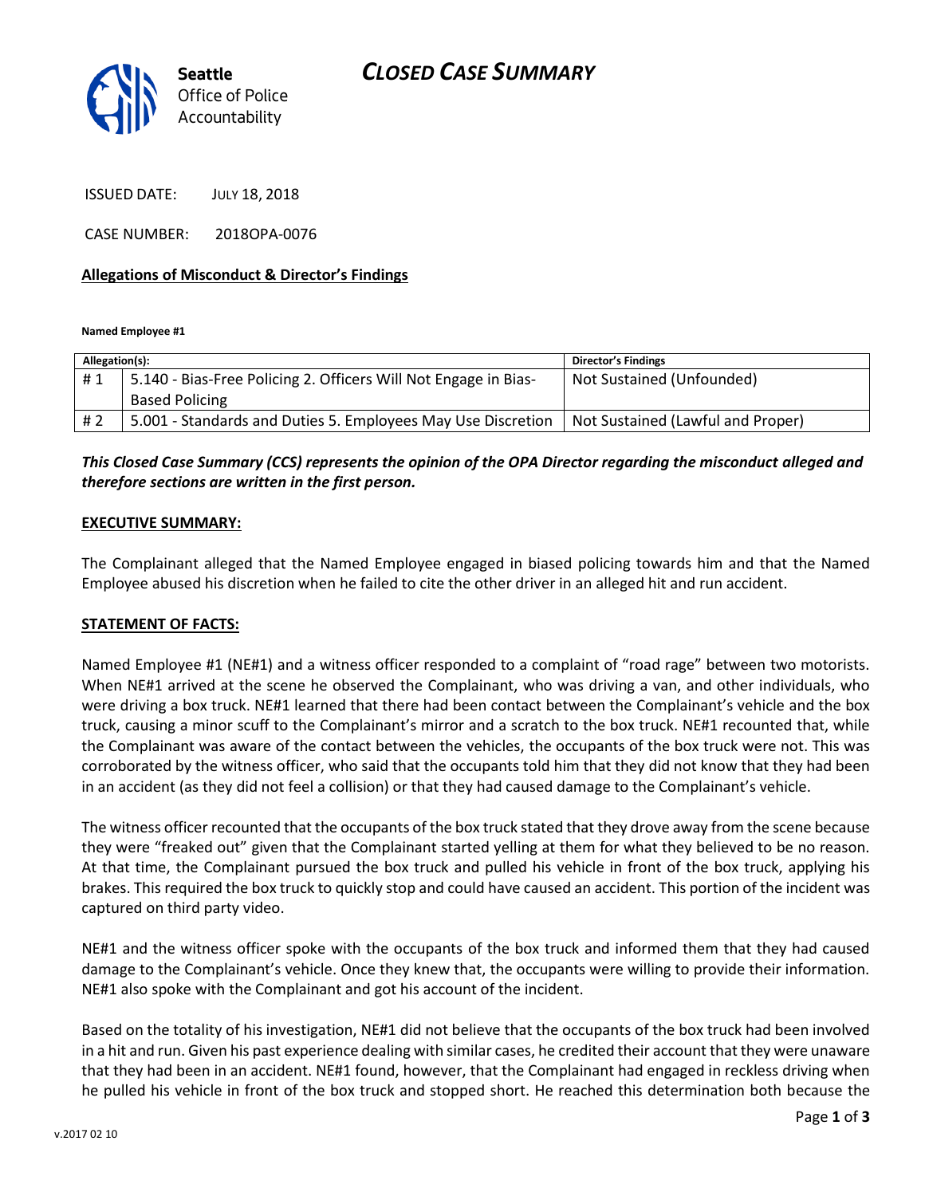# CLOSED CASE SUMMARY

Seattle Office of Police Accountability

ISSUED DATE: JULY 18, 2018

CASE NUMBER: 2018OPA-0076

**Allegations of Misconduct & Director's Findings**

**Named Employee #1**

| Allegation(s): | | Director's Findings |
|---|---|---|
| # 1 | 5.140 - Bias-Free Policing 2. Officers Will Not Engage in Bias-Based Policing | Not Sustained (Unfounded) |
| # 2 | 5.001 - Standards and Duties 5. Employees May Use Discretion | Not Sustained (Lawful and Proper) |

***This Closed Case Summary (CCS) represents the opinion of the OPA Director regarding the misconduct alleged and therefore sections are written in the first person.***

**EXECUTIVE SUMMARY:**

The Complainant alleged that the Named Employee engaged in biased policing towards him and that the Named Employee abused his discretion when he failed to cite the other driver in an alleged hit and run accident.

**STATEMENT OF FACTS:**

Named Employee #1 (NE#1) and a witness officer responded to a complaint of "road rage" between two motorists. When NE#1 arrived at the scene he observed the Complainant, who was driving a van, and other individuals, who were driving a box truck. NE#1 learned that there had been contact between the Complainant's vehicle and the box truck, causing a minor scuff to the Complainant's mirror and a scratch to the box truck. NE#1 recounted that, while the Complainant was aware of the contact between the vehicles, the occupants of the box truck were not. This was corroborated by the witness officer, who said that the occupants told him that they did not know that they had been in an accident (as they did not feel a collision) or that they had caused damage to the Complainant's vehicle.

The witness officer recounted that the occupants of the box truck stated that they drove away from the scene because they were "freaked out" given that the Complainant started yelling at them for what they believed to be no reason. At that time, the Complainant pursued the box truck and pulled his vehicle in front of the box truck, applying his brakes. This required the box truck to quickly stop and could have caused an accident. This portion of the incident was captured on third party video.

NE#1 and the witness officer spoke with the occupants of the box truck and informed them that they had caused damage to the Complainant's vehicle. Once they knew that, the occupants were willing to provide their information. NE#1 also spoke with the Complainant and got his account of the incident.

Based on the totality of his investigation, NE#1 did not believe that the occupants of the box truck had been involved in a hit and run. Given his past experience dealing with similar cases, he credited their account that they were unaware that they had been in an accident. NE#1 found, however, that the Complainant had engaged in reckless driving when he pulled his vehicle in front of the box truck and stopped short. He reached this determination both because the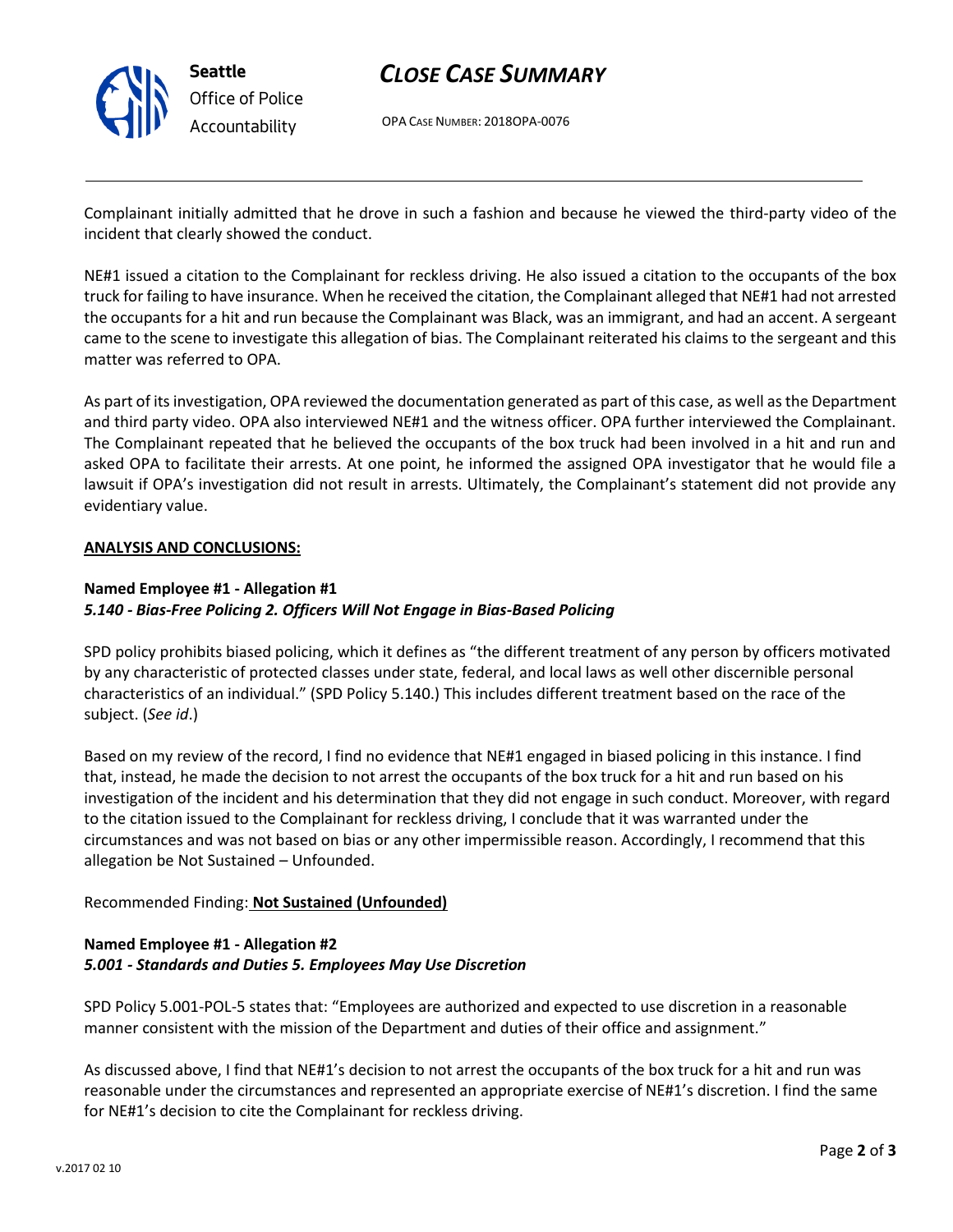Complainant initially admitted that he drove in such a fashion and because he viewed the third-party video of the incident that clearly showed the conduct.

NE#1 issued a citation to the Complainant for reckless driving. He also issued a citation to the occupants of the box truck for failing to have insurance. When he received the citation, the Complainant alleged that NE#1 had not arrested the occupants for a hit and run because the Complainant was Black, was an immigrant, and had an accent. A sergeant came to the scene to investigate this allegation of bias. The Complainant reiterated his claims to the sergeant and this matter was referred to OPA.

As part of its investigation, OPA reviewed the documentation generated as part of this case, as well as the Department and third party video. OPA also interviewed NE#1 and the witness officer. OPA further interviewed the Complainant. The Complainant repeated that he believed the occupants of the box truck had been involved in a hit and run and asked OPA to facilitate their arrests. At one point, he informed the assigned OPA investigator that he would file a lawsuit if OPA's investigation did not result in arrests. Ultimately, the Complainant's statement did not provide any evidentiary value.

**ANALYSIS AND CONCLUSIONS:**

**Named Employee #1 - Allegation #1**
***5.140 - Bias-Free Policing 2. Officers Will Not Engage in Bias-Based Policing***

SPD policy prohibits biased policing, which it defines as "the different treatment of any person by officers motivated by any characteristic of protected classes under state, federal, and local laws as well other discernible personal characteristics of an individual." (SPD Policy 5.140.) This includes different treatment based on the race of the subject. (*See id*.)

Based on my review of the record, I find no evidence that NE#1 engaged in biased policing in this instance. I find that, instead, he made the decision to not arrest the occupants of the box truck for a hit and run based on his investigation of the incident and his determination that they did not engage in such conduct. Moreover, with regard to the citation issued to the Complainant for reckless driving, I conclude that it was warranted under the circumstances and was not based on bias or any other impermissible reason. Accordingly, I recommend that this allegation be Not Sustained – Unfounded.

Recommended Finding: **Not Sustained (Unfounded)**

**Named Employee #1 - Allegation #2**
***5.001 - Standards and Duties 5. Employees May Use Discretion***

SPD Policy 5.001-POL-5 states that: "Employees are authorized and expected to use discretion in a reasonable manner consistent with the mission of the Department and duties of their office and assignment."

As discussed above, I find that NE#1's decision to not arrest the occupants of the box truck for a hit and run was reasonable under the circumstances and represented an appropriate exercise of NE#1's discretion. I find the same for NE#1's decision to cite the Complainant for reckless driving.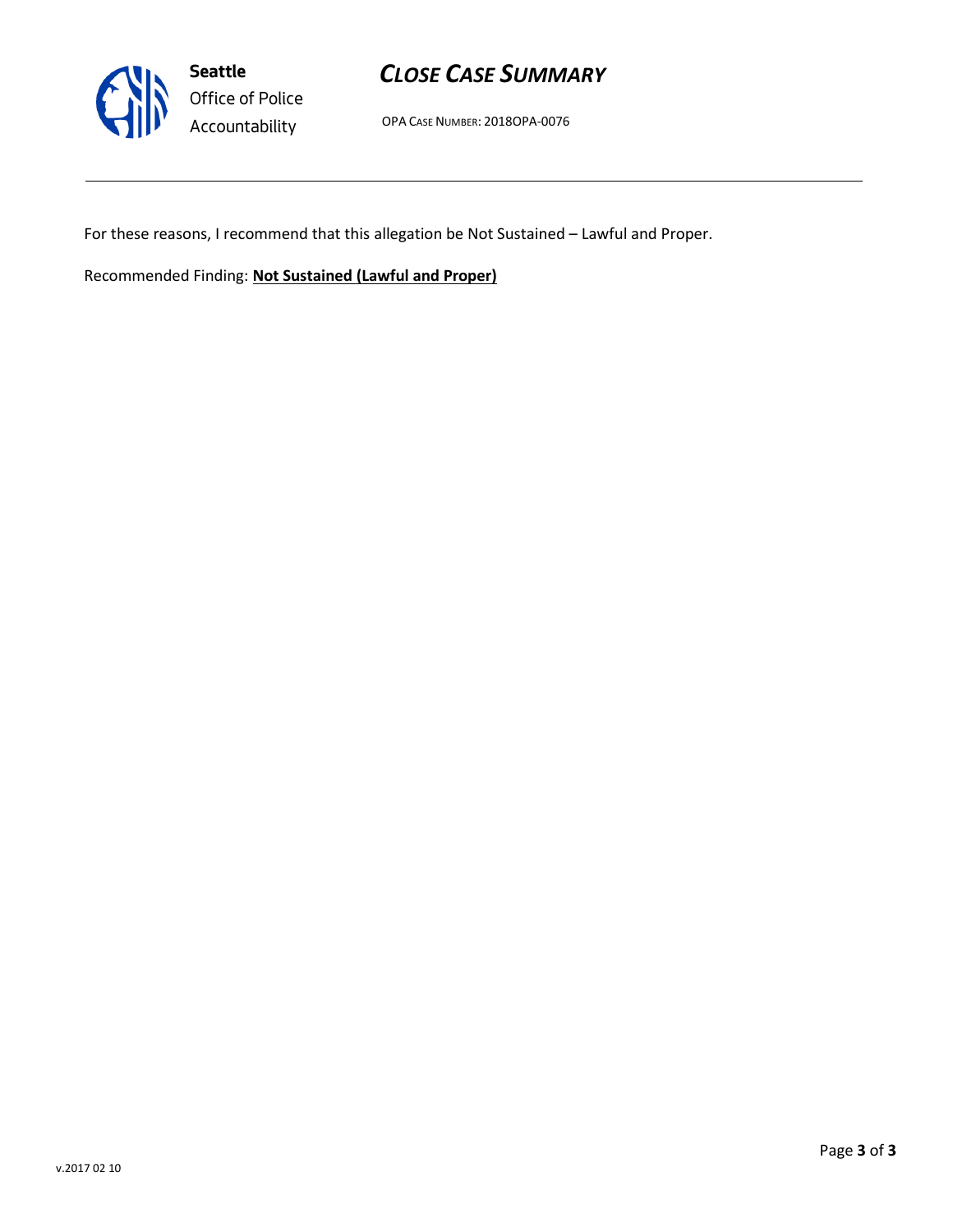For these reasons, I recommend that this allegation be Not Sustained – Lawful and Proper.

Recommended Finding: **Not Sustained (Lawful and Proper)**